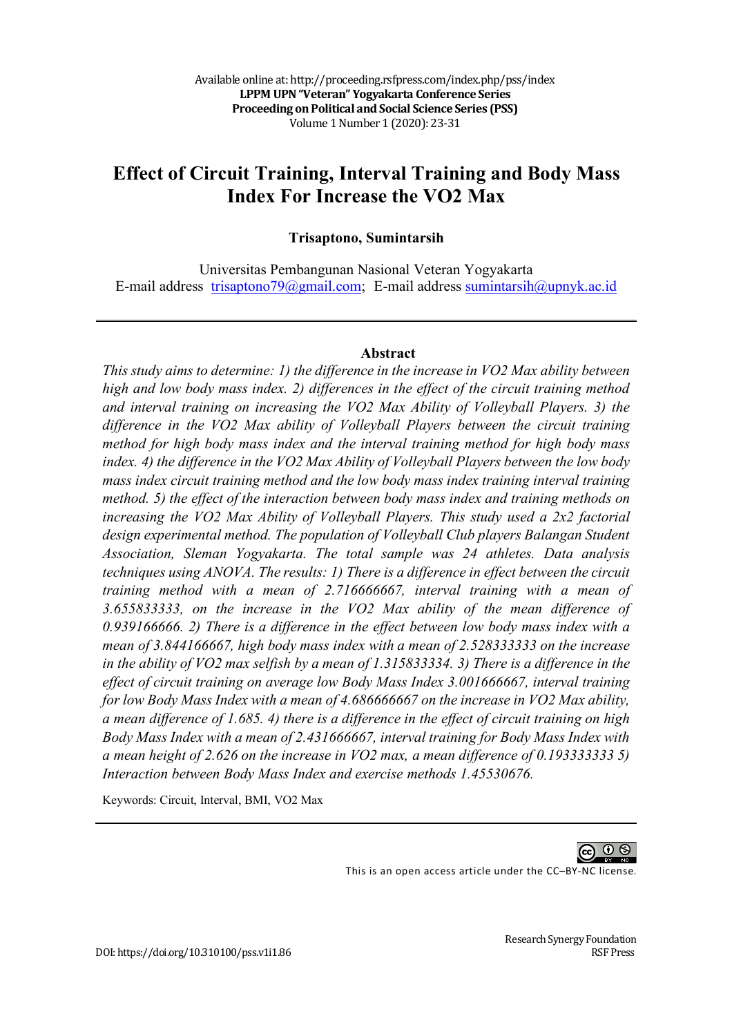# Effect of Circuit Training, Interval Training and Body Mass Index For Increase the VO2 Max

**Trisaptono, Sumintarsih**

Universitas Pembangunan Nasional Veteran Yogyakarta
E-mail address trisaptono79@gmail.com; E-mail address sumintarsih@upnyk.ac.id

---

**Abstract**

*This study aims to determine: 1) the difference in the increase in VO2 Max ability between high and low body mass index. 2) differences in the effect of the circuit training method and interval training on increasing the VO2 Max Ability of Volleyball Players. 3) the difference in the VO2 Max ability of Volleyball Players between the circuit training method for high body mass index and the interval training method for high body mass index. 4) the difference in the VO2 Max Ability of Volleyball Players between the low body mass index circuit training method and the low body mass index training interval training method. 5) the effect of the interaction between body mass index and training methods on increasing the VO2 Max Ability of Volleyball Players. This study used a 2x2 factorial design experimental method. The population of Volleyball Club players Balangan Student Association, Sleman Yogyakarta. The total sample was 24 athletes. Data analysis techniques using ANOVA. The results: 1) There is a difference in effect between the circuit training method with a mean of 2.716666667, interval training with a mean of 3.655833333, on the increase in the VO2 Max ability of the mean difference of 0.939166666. 2) There is a difference in the effect between low body mass index with a mean of 3.844166667, high body mass index with a mean of 2.528333333 on the increase in the ability of VO2 max selfish by a mean of 1.315833334. 3) There is a difference in the effect of circuit training on average low Body Mass Index 3.001666667, interval training for low Body Mass Index with a mean of 4.686666667 on the increase in VO2 Max ability, a mean difference of 1.685. 4) there is a difference in the effect of circuit training on high Body Mass Index with a mean of 2.431666667, interval training for Body Mass Index with a mean height of 2.626 on the increase in VO2 max, a mean difference of 0.193333333 5) Interaction between Body Mass Index and exercise methods 1.45530676.*

Keywords: Circuit, Interval, BMI, VO2 Max

---

This is an open access article under the CC–BY-NC license.

DOI: https://doi.org/10.310100/pss.v1i1.86

Research Synergy Foundation
RSF Press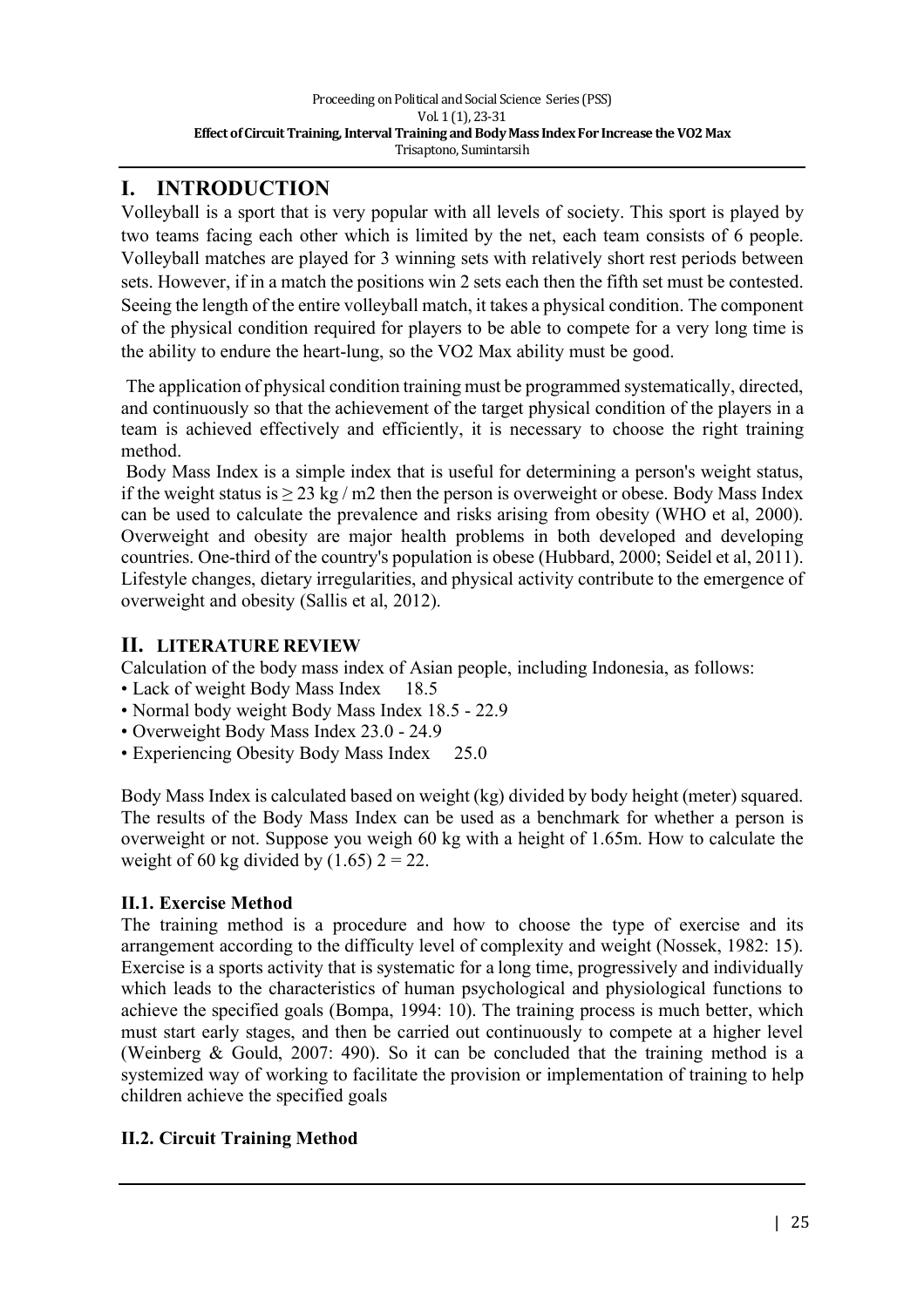# I. INTRODUCTION

Volleyball is a sport that is very popular with all levels of society. This sport is played by two teams facing each other which is limited by the net, each team consists of 6 people. Volleyball matches are played for 3 winning sets with relatively short rest periods between sets. However, if in a match the positions win 2 sets each then the fifth set must be contested. Seeing the length of the entire volleyball match, it takes a physical condition. The component of the physical condition required for players to be able to compete for a very long time is the ability to endure the heart-lung, so the VO2 Max ability must be good.

The application of physical condition training must be programmed systematically, directed, and continuously so that the achievement of the target physical condition of the players in a team is achieved effectively and efficiently, it is necessary to choose the right training method.

Body Mass Index is a simple index that is useful for determining a person's weight status, if the weight status is $\geq 23$ kg / m2 then the person is overweight or obese. Body Mass Index can be used to calculate the prevalence and risks arising from obesity (WHO et al, 2000). Overweight and obesity are major health problems in both developed and developing countries. One-third of the country's population is obese (Hubbard, 2000; Seidel et al, 2011). Lifestyle changes, dietary irregularities, and physical activity contribute to the emergence of overweight and obesity (Sallis et al, 2012).

# II. LITERATURE REVIEW

Calculation of the body mass index of Asian people, including Indonesia, as follows:

- Lack of weight Body Mass Index 18.5
- Normal body weight Body Mass Index 18.5 - 22.9
- Overweight Body Mass Index 23.0 - 24.9
- Experiencing Obesity Body Mass Index 25.0

Body Mass Index is calculated based on weight (kg) divided by body height (meter) squared. The results of the Body Mass Index can be used as a benchmark for whether a person is overweight or not. Suppose you weigh 60 kg with a height of 1.65m. How to calculate the weight of 60 kg divided by (1.65) 2 = 22.

## II.1. Exercise Method

The training method is a procedure and how to choose the type of exercise and its arrangement according to the difficulty level of complexity and weight (Nossek, 1982: 15). Exercise is a sports activity that is systematic for a long time, progressively and individually which leads to the characteristics of human psychological and physiological functions to achieve the specified goals (Bompa, 1994: 10). The training process is much better, which must start early stages, and then be carried out continuously to compete at a higher level (Weinberg & Gould, 2007: 490). So it can be concluded that the training method is a systemized way of working to facilitate the provision or implementation of training to help children achieve the specified goals

## II.2. Circuit Training Method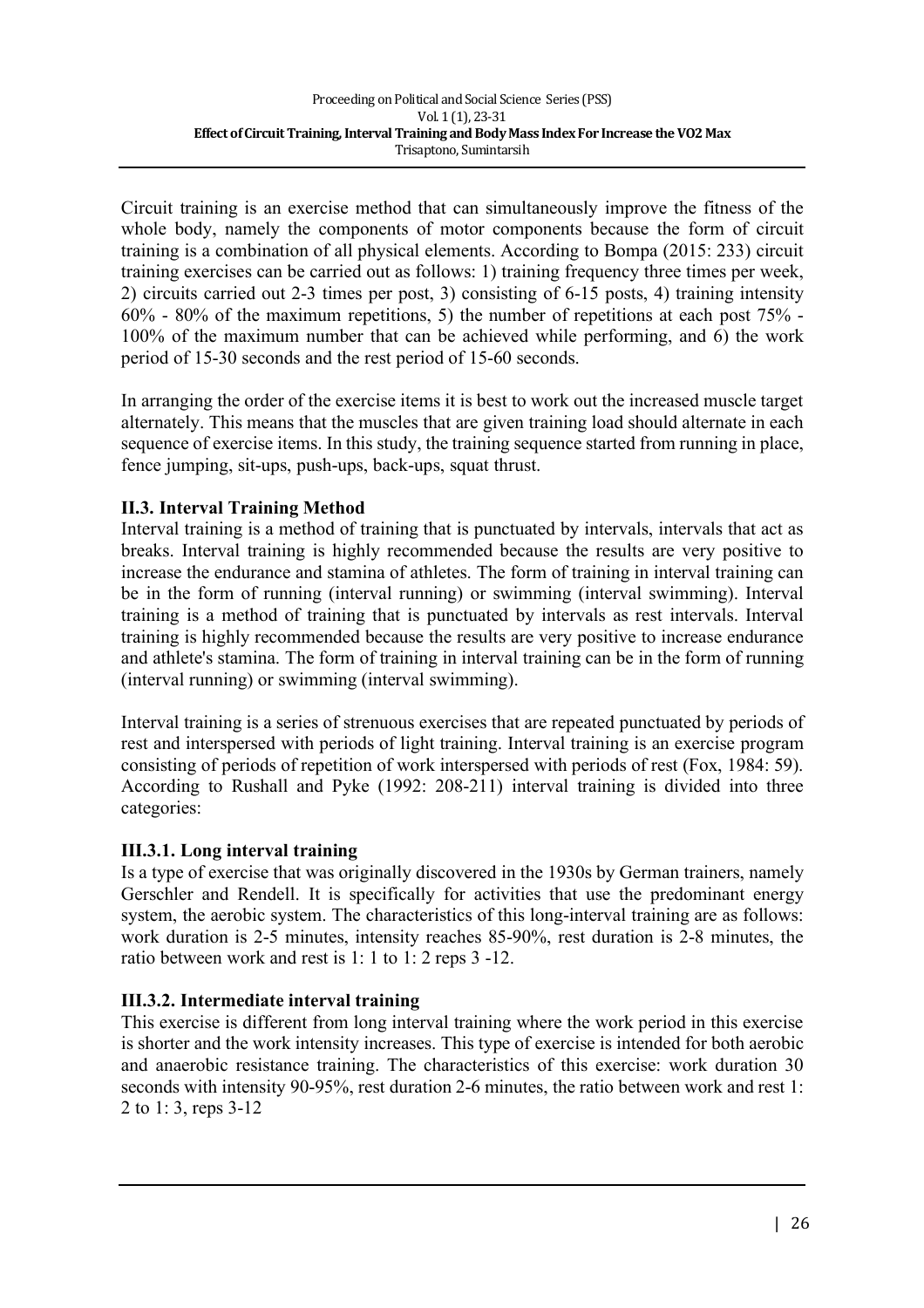Circuit training is an exercise method that can simultaneously improve the fitness of the whole body, namely the components of motor components because the form of circuit training is a combination of all physical elements. According to Bompa (2015: 233) circuit training exercises can be carried out as follows: 1) training frequency three times per week, 2) circuits carried out 2-3 times per post, 3) consisting of 6-15 posts, 4) training intensity 60% - 80% of the maximum repetitions, 5) the number of repetitions at each post 75% - 100% of the maximum number that can be achieved while performing, and 6) the work period of 15-30 seconds and the rest period of 15-60 seconds.

In arranging the order of the exercise items it is best to work out the increased muscle target alternately. This means that the muscles that are given training load should alternate in each sequence of exercise items. In this study, the training sequence started from running in place, fence jumping, sit-ups, push-ups, back-ups, squat thrust.

### II.3. Interval Training Method

Interval training is a method of training that is punctuated by intervals, intervals that act as breaks. Interval training is highly recommended because the results are very positive to increase the endurance and stamina of athletes. The form of training in interval training can be in the form of running (interval running) or swimming (interval swimming). Interval training is a method of training that is punctuated by intervals as rest intervals. Interval training is highly recommended because the results are very positive to increase endurance and athlete's stamina. The form of training in interval training can be in the form of running (interval running) or swimming (interval swimming).

Interval training is a series of strenuous exercises that are repeated punctuated by periods of rest and interspersed with periods of light training. Interval training is an exercise program consisting of periods of repetition of work interspersed with periods of rest (Fox, 1984: 59). According to Rushall and Pyke (1992: 208-211) interval training is divided into three categories:

#### III.3.1. Long interval training

Is a type of exercise that was originally discovered in the 1930s by German trainers, namely Gerschler and Rendell. It is specifically for activities that use the predominant energy system, the aerobic system. The characteristics of this long-interval training are as follows: work duration is 2-5 minutes, intensity reaches 85-90%, rest duration is 2-8 minutes, the ratio between work and rest is 1: 1 to 1: 2 reps 3 -12.

#### III.3.2. Intermediate interval training

This exercise is different from long interval training where the work period in this exercise is shorter and the work intensity increases. This type of exercise is intended for both aerobic and anaerobic resistance training. The characteristics of this exercise: work duration 30 seconds with intensity 90-95%, rest duration 2-6 minutes, the ratio between work and rest 1: 2 to 1: 3, reps 3-12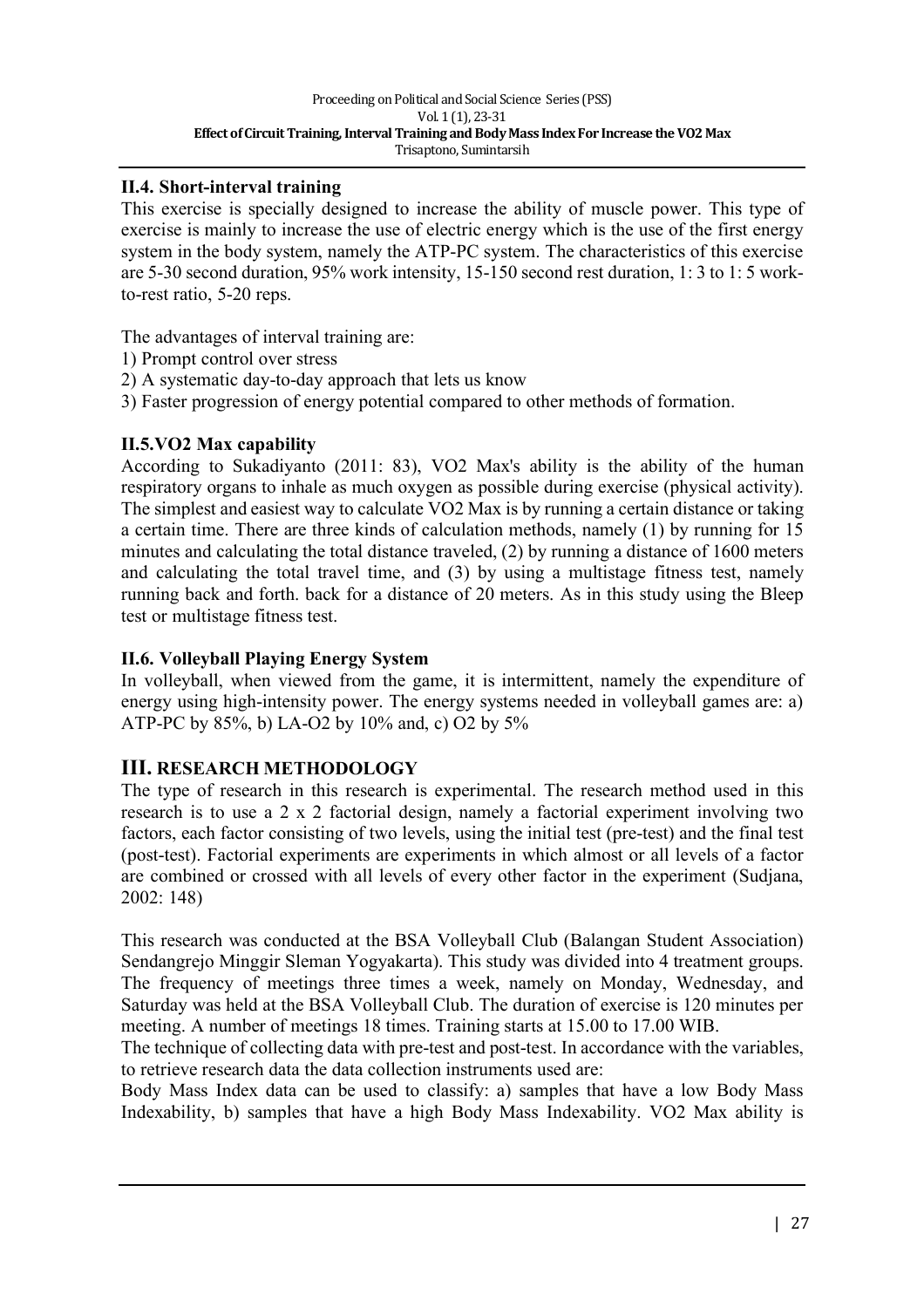### II.4. Short-interval training

This exercise is specially designed to increase the ability of muscle power. This type of exercise is mainly to increase the use of electric energy which is the use of the first energy system in the body system, namely the ATP-PC system. The characteristics of this exercise are 5-30 second duration, 95% work intensity, 15-150 second rest duration, 1: 3 to 1: 5 work-to-rest ratio, 5-20 reps.

The advantages of interval training are:

1) Prompt control over stress
2) A systematic day-to-day approach that lets us know
3) Faster progression of energy potential compared to other methods of formation.

### II.5.VO2 Max capability

According to Sukadiyanto (2011: 83), VO2 Max's ability is the ability of the human respiratory organs to inhale as much oxygen as possible during exercise (physical activity). The simplest and easiest way to calculate VO2 Max is by running a certain distance or taking a certain time. There are three kinds of calculation methods, namely (1) by running for 15 minutes and calculating the total distance traveled, (2) by running a distance of 1600 meters and calculating the total travel time, and (3) by using a multistage fitness test, namely running back and forth. back for a distance of 20 meters. As in this study using the Bleep test or multistage fitness test.

### II.6. Volleyball Playing Energy System

In volleyball, when viewed from the game, it is intermittent, namely the expenditure of energy using high-intensity power. The energy systems needed in volleyball games are: a) ATP-PC by 85%, b) LA-O2 by 10% and, c) O2 by 5%

## III. RESEARCH METHODOLOGY

The type of research in this research is experimental. The research method used in this research is to use a 2 x 2 factorial design, namely a factorial experiment involving two factors, each factor consisting of two levels, using the initial test (pre-test) and the final test (post-test). Factorial experiments are experiments in which almost or all levels of a factor are combined or crossed with all levels of every other factor in the experiment (Sudjana, 2002: 148)

This research was conducted at the BSA Volleyball Club (Balangan Student Association) Sendangrejo Minggir Sleman Yogyakarta). This study was divided into 4 treatment groups. The frequency of meetings three times a week, namely on Monday, Wednesday, and Saturday was held at the BSA Volleyball Club. The duration of exercise is 120 minutes per meeting. A number of meetings 18 times. Training starts at 15.00 to 17.00 WIB.

The technique of collecting data with pre-test and post-test. In accordance with the variables, to retrieve research data the data collection instruments used are:

Body Mass Index data can be used to classify: a) samples that have a low Body Mass Indexability, b) samples that have a high Body Mass Indexability. VO2 Max ability is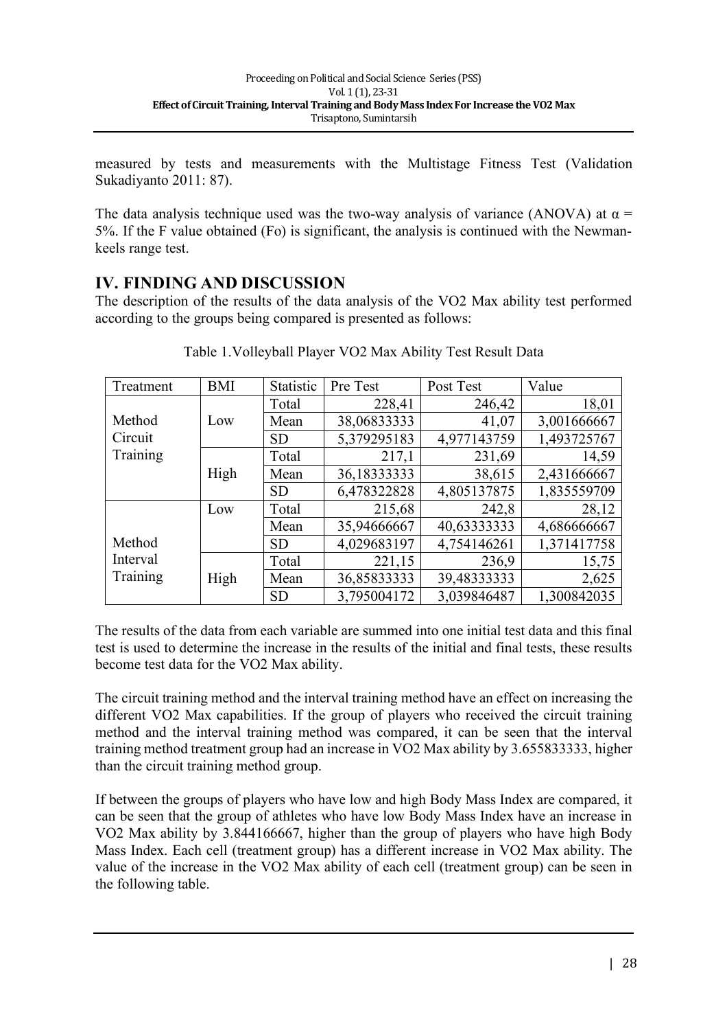measured by tests and measurements with the Multistage Fitness Test (Validation Sukadiyanto 2011: 87).

The data analysis technique used was the two-way analysis of variance (ANOVA) at $\alpha$ = 5%. If the F value obtained (Fo) is significant, the analysis is continued with the Newman-keels range test.

## IV. FINDING AND DISCUSSION

The description of the results of the data analysis of the VO2 Max ability test performed according to the groups being compared is presented as follows:

Table 1.Volleyball Player VO2 Max Ability Test Result Data

| Treatment | BMI | Statistic | Pre Test | Post Test | Value |
|---|---|---|---|---|---|
| Method Circuit Training | Low | Total | 228,41 | 246,42 | 18,01 |
| | | Mean | 38,06833333 | 41,07 | 3,001666667 |
| | | SD | 5,379295183 | 4,977143759 | 1,493725767 |
| | High | Total | 217,1 | 231,69 | 14,59 |
| | | Mean | 36,18333333 | 38,615 | 2,431666667 |
| | | SD | 6,478322828 | 4,805137875 | 1,835559709 |
| Method Interval Training | Low | Total | 215,68 | 242,8 | 28,12 |
| | | Mean | 35,94666667 | 40,63333333 | 4,686666667 |
| | | SD | 4,029683197 | 4,754146261 | 1,371417758 |
| | High | Total | 221,15 | 236,9 | 15,75 |
| | | Mean | 36,85833333 | 39,48333333 | 2,625 |
| | | SD | 3,795004172 | 3,039846487 | 1,300842035 |

The results of the data from each variable are summed into one initial test data and this final test is used to determine the increase in the results of the initial and final tests, these results become test data for the VO2 Max ability.

The circuit training method and the interval training method have an effect on increasing the different VO2 Max capabilities. If the group of players who received the circuit training method and the interval training method was compared, it can be seen that the interval training method treatment group had an increase in VO2 Max ability by 3.655833333, higher than the circuit training method group.

If between the groups of players who have low and high Body Mass Index are compared, it can be seen that the group of athletes who have low Body Mass Index have an increase in VO2 Max ability by 3.844166667, higher than the group of players who have high Body Mass Index. Each cell (treatment group) has a different increase in VO2 Max ability. The value of the increase in the VO2 Max ability of each cell (treatment group) can be seen in the following table.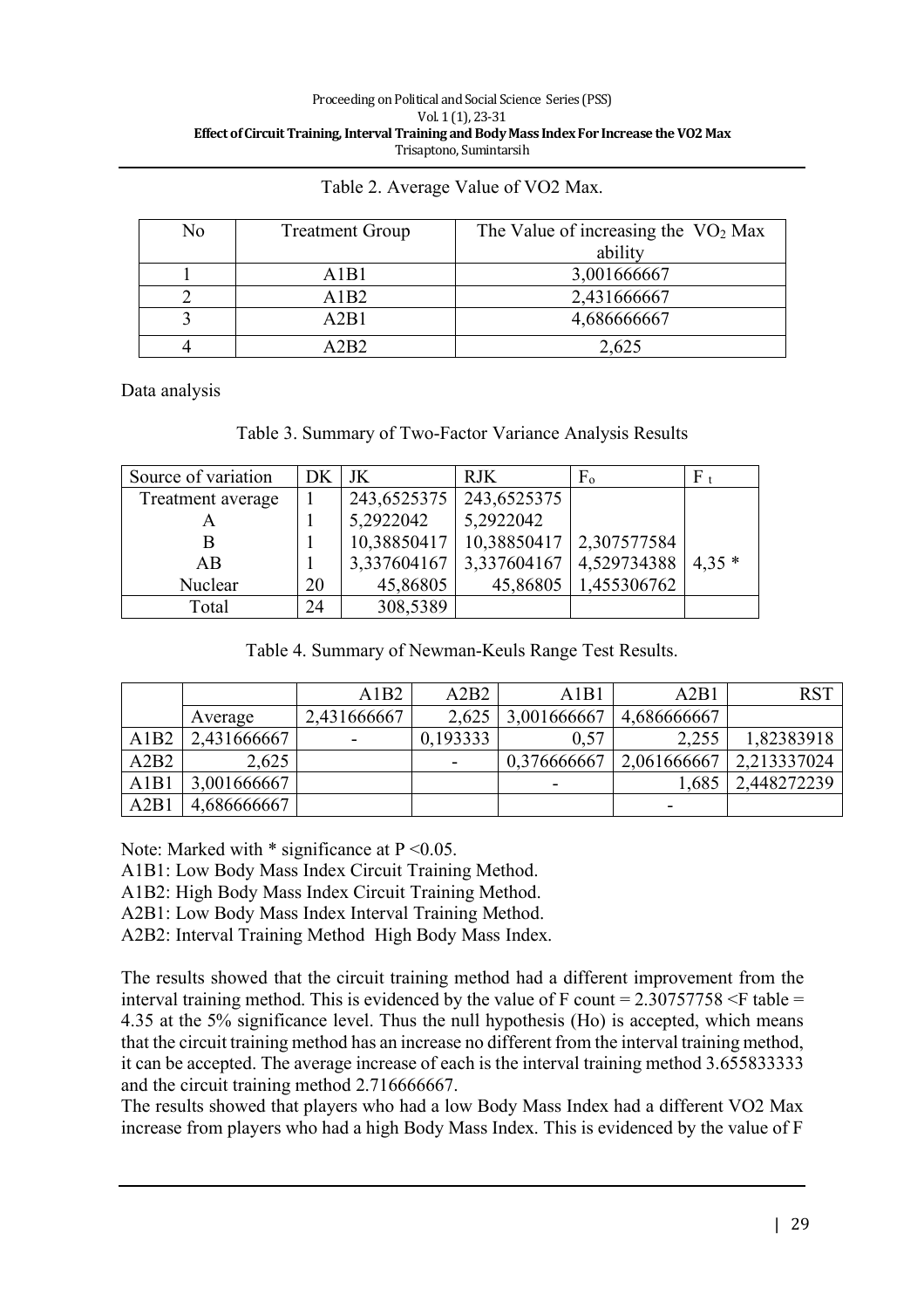Table 2. Average Value of VO2 Max.

| No | Treatment Group | The Value of increasing the $VO_2$ Max ability |
|---|---|---|
| 1 | A1B1 | 3,001666667 |
| 2 | A1B2 | 2,431666667 |
| 3 | A2B1 | 4,686666667 |
| 4 | A2B2 | 2,625 |

Data analysis

Table 3. Summary of Two-Factor Variance Analysis Results

| Source of variation | DK | JK | RJK | $F_o$ | $F_t$ |
|---|---|---|---|---|---|
| Treatment average | 1 | 243,6525375 | 243,6525375 | | |
| A | 1 | 5,2922042 | 5,2922042 | | |
| B | 1 | 10,38850417 | 10,38850417 | 2,307577584 | |
| AB | 1 | 3,337604167 | 3,337604167 | 4,529734388 | 4,35 * |
| Nuclear | 20 | 45,86805 | 45,86805 | 1,455306762 | |
| Total | 24 | 308,5389 | | | |

Table 4. Summary of Newman-Keuls Range Test Results.

| | | A1B2 | A2B2 | A1B1 | A2B1 | RST |
|---|---|---|---|---|---|---|
| | Average | 2,431666667 | 2,625 | 3,001666667 | 4,686666667 | |
| A1B2 | 2,431666667 | - | 0,193333 | 0,57 | 2,255 | 1,82383918 |
| A2B2 | 2,625 | | - | 0,376666667 | 2,061666667 | 2,213337024 |
| A1B1 | 3,001666667 | | | - | 1,685 | 2,448272239 |
| A2B1 | 4,686666667 | | | | - | |

Note: Marked with * significance at $P < 0.05$.

A1B1: Low Body Mass Index Circuit Training Method.

A1B2: High Body Mass Index Circuit Training Method.

A2B1: Low Body Mass Index Interval Training Method.

A2B2: Interval Training Method High Body Mass Index.

The results showed that the circuit training method had a different improvement from the interval training method. This is evidenced by the value of F count = 2.30757758 <F table = 4.35 at the 5% significance level. Thus the null hypothesis (Ho) is accepted, which means that the circuit training method has an increase no different from the interval training method, it can be accepted. The average increase of each is the interval training method 3.655833333 and the circuit training method 2.716666667.

The results showed that players who had a low Body Mass Index had a different VO2 Max increase from players who had a high Body Mass Index. This is evidenced by the value of F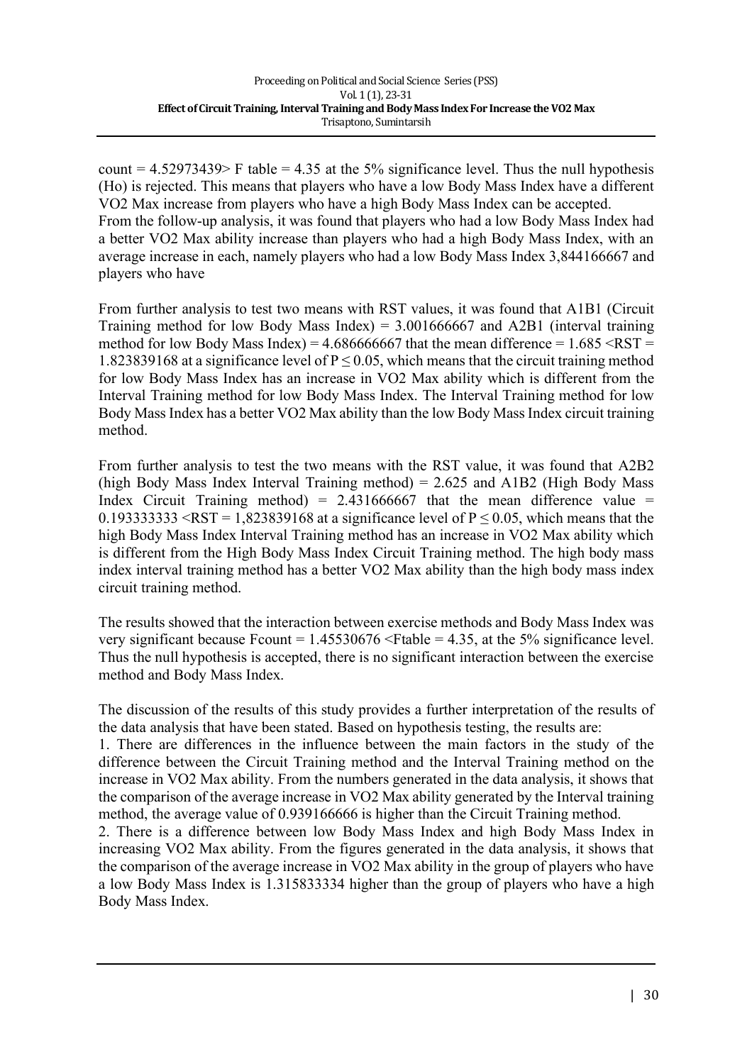count = 4.52973439> F table = 4.35 at the 5% significance level. Thus the null hypothesis (Ho) is rejected. This means that players who have a low Body Mass Index have a different VO2 Max increase from players who have a high Body Mass Index can be accepted.
From the follow-up analysis, it was found that players who had a low Body Mass Index had a better VO2 Max ability increase than players who had a high Body Mass Index, with an average increase in each, namely players who had a low Body Mass Index 3,844166667 and players who have

From further analysis to test two means with RST values, it was found that A1B1 (Circuit Training method for low Body Mass Index) = 3.001666667 and A2B1 (interval training method for low Body Mass Index) = 4.686666667 that the mean difference = 1.685 <RST = 1.823839168 at a significance level of $P \leq 0.05$, which means that the circuit training method for low Body Mass Index has an increase in VO2 Max ability which is different from the Interval Training method for low Body Mass Index. The Interval Training method for low Body Mass Index has a better VO2 Max ability than the low Body Mass Index circuit training method.

From further analysis to test the two means with the RST value, it was found that A2B2 (high Body Mass Index Interval Training method) = 2.625 and A1B2 (High Body Mass Index Circuit Training method) = 2.431666667 that the mean difference value = 0.193333333 <RST = 1,823839168 at a significance level of $P \leq 0.05$, which means that the high Body Mass Index Interval Training method has an increase in VO2 Max ability which is different from the High Body Mass Index Circuit Training method. The high body mass index interval training method has a better VO2 Max ability than the high body mass index circuit training method.

The results showed that the interaction between exercise methods and Body Mass Index was very significant because Fcount = 1.45530676 <Ftable = 4.35, at the 5% significance level. Thus the null hypothesis is accepted, there is no significant interaction between the exercise method and Body Mass Index.

The discussion of the results of this study provides a further interpretation of the results of the data analysis that have been stated. Based on hypothesis testing, the results are:

1. There are differences in the influence between the main factors in the study of the difference between the Circuit Training method and the Interval Training method on the increase in VO2 Max ability. From the numbers generated in the data analysis, it shows that the comparison of the average increase in VO2 Max ability generated by the Interval training method, the average value of 0.939166666 is higher than the Circuit Training method.
2. There is a difference between low Body Mass Index and high Body Mass Index in increasing VO2 Max ability. From the figures generated in the data analysis, it shows that the comparison of the average increase in VO2 Max ability in the group of players who have a low Body Mass Index is 1.315833334 higher than the group of players who have a high Body Mass Index.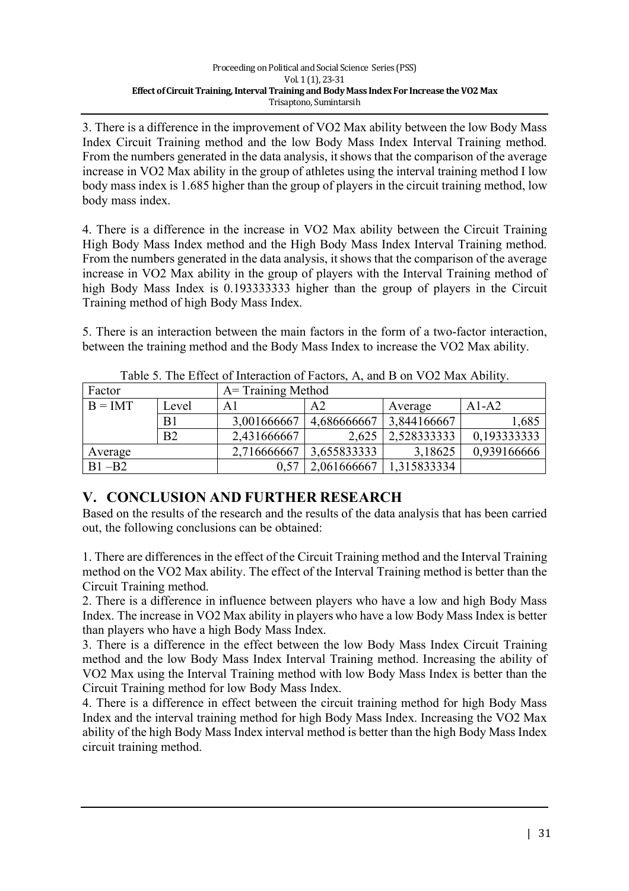3. There is a difference in the improvement of VO2 Max ability between the low Body Mass Index Circuit Training method and the low Body Mass Index Interval Training method. From the numbers generated in the data analysis, it shows that the comparison of the average increase in VO2 Max ability in the group of athletes using the interval training method I low body mass index is 1.685 higher than the group of players in the circuit training method, low body mass index.

4. There is a difference in the increase in VO2 Max ability between the Circuit Training High Body Mass Index method and the High Body Mass Index Interval Training method. From the numbers generated in the data analysis, it shows that the comparison of the average increase in VO2 Max ability in the group of players with the Interval Training method of high Body Mass Index is 0.193333333 higher than the group of players in the Circuit Training method of high Body Mass Index.

5. There is an interaction between the main factors in the form of a two-factor interaction, between the training method and the Body Mass Index to increase the VO2 Max ability.

Table 5. The Effect of Interaction of Factors, A, and B on VO2 Max Ability.

| Factor | | A= Training Method | | | |
|---|---|---|---|---|---|
| B = IMT | Level | A1 | A2 | Average | A1-A2 |
| | B1 | 3,001666667 | 4,686666667 | 3,844166667 | 1,685 |
| | B2 | 2,431666667 | 2,625 | 2,528333333 | 0,193333333 |
| Average | | 2,716666667 | 3,655833333 | 3,18625 | 0,939166666 |
| B1 –B2 | | 0,57 | 2,061666667 | 1,315833334 | |

## V. CONCLUSION AND FURTHER RESEARCH

Based on the results of the research and the results of the data analysis that has been carried out, the following conclusions can be obtained:

1. There are differences in the effect of the Circuit Training method and the Interval Training method on the VO2 Max ability. The effect of the Interval Training method is better than the Circuit Training method.
2. There is a difference in influence between players who have a low and high Body Mass Index. The increase in VO2 Max ability in players who have a low Body Mass Index is better than players who have a high Body Mass Index.
3. There is a difference in the effect between the low Body Mass Index Circuit Training method and the low Body Mass Index Interval Training method. Increasing the ability of VO2 Max using the Interval Training method with low Body Mass Index is better than the Circuit Training method for low Body Mass Index.
4. There is a difference in effect between the circuit training method for high Body Mass Index and the interval training method for high Body Mass Index. Increasing the VO2 Max ability of the high Body Mass Index interval method is better than the high Body Mass Index circuit training method.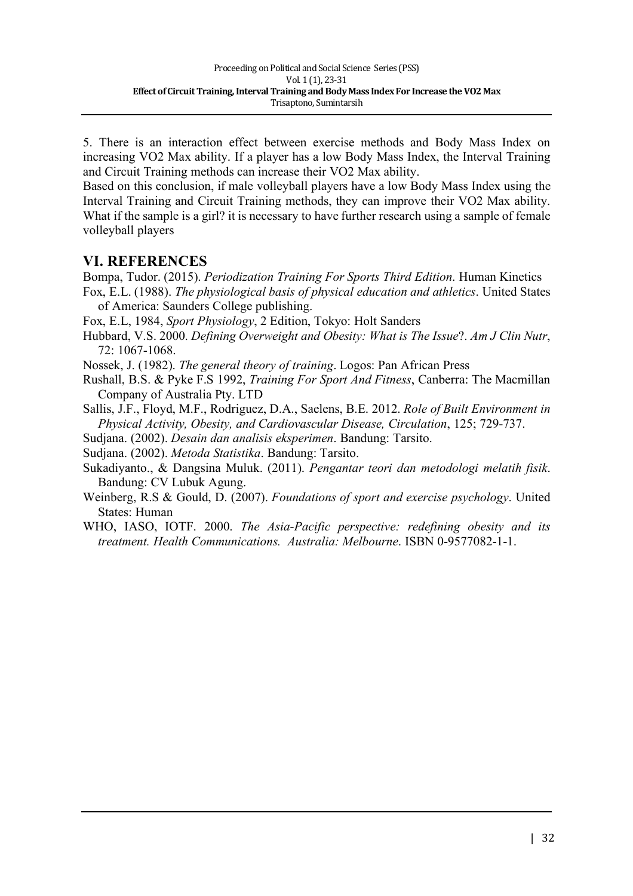5. There is an interaction effect between exercise methods and Body Mass Index on increasing VO2 Max ability. If a player has a low Body Mass Index, the Interval Training and Circuit Training methods can increase their VO2 Max ability.

Based on this conclusion, if male volleyball players have a low Body Mass Index using the Interval Training and Circuit Training methods, they can improve their VO2 Max ability. What if the sample is a girl? it is necessary to have further research using a sample of female volleyball players

## VI. REFERENCES

Bompa, Tudor. (2015). *Periodization Training For Sports Third Edition*. Human Kinetics

Fox, E.L. (1988). *The physiological basis of physical education and athletics*. United States of America: Saunders College publishing.

Fox, E.L, 1984, *Sport Physiology*, 2 Edition, Tokyo: Holt Sanders

Hubbard, V.S. 2000. *Defining Overweight and Obesity: What is The Issue*?. *Am J Clin Nutr*, 72: 1067-1068.

Nossek, J. (1982). *The general theory of training*. Logos: Pan African Press

Rushall, B.S. & Pyke F.S 1992, *Training For Sport And Fitness*, Canberra: The Macmillan Company of Australia Pty. LTD

Sallis, J.F., Floyd, M.F., Rodriguez, D.A., Saelens, B.E. 2012. *Role of Built Environment in Physical Activity, Obesity, and Cardiovascular Disease, Circulation*, 125; 729-737.

Sudjana. (2002). *Desain dan analisis eksperimen*. Bandung: Tarsito.

Sudjana. (2002). *Metoda Statistika*. Bandung: Tarsito.

Sukadiyanto., & Dangsina Muluk. (2011). *Pengantar teori dan metodologi melatih fisik*. Bandung: CV Lubuk Agung.

Weinberg, R.S & Gould, D. (2007). *Foundations of sport and exercise psychology*. United States: Human

WHO, IASO, IOTF. 2000. *The Asia-Pacific perspective: redefining obesity and its treatment. Health Communications. Australia: Melbourne*. ISBN 0-9577082-1-1.